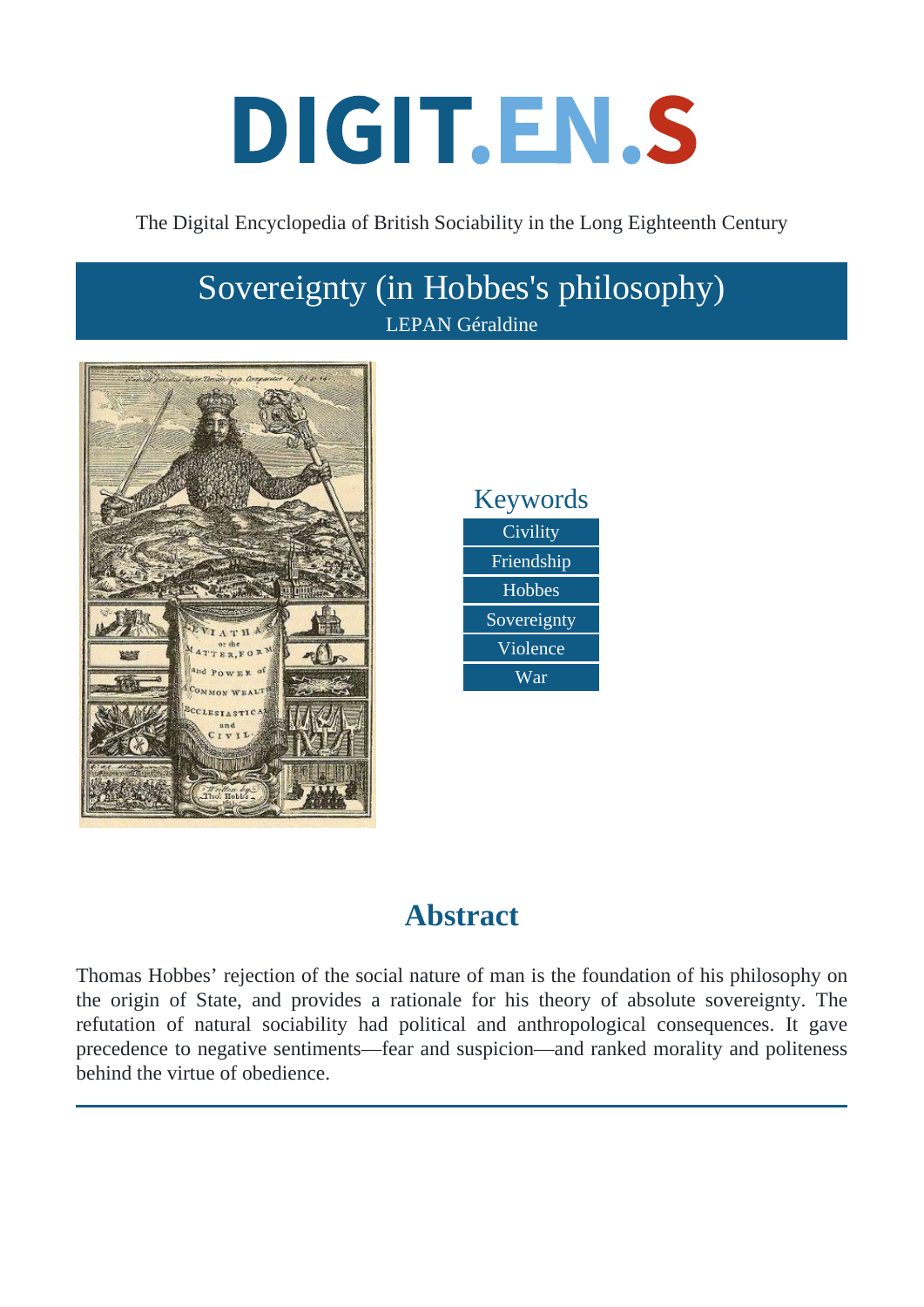# DIGIT.EN.S

The Digital Encyclopedia of British Sociability in the Long Eighteenth Century

## Sovereignty (in Hobbes's philosophy)

LEPAN Géraldine

### Keywords

- Civility
- Friendship
- Hobbes
- Sovereignty
- Violence
- War

## Abstract

Thomas Hobbes' rejection of the social nature of man is the foundation of his philosophy on the origin of State, and provides a rationale for his theory of absolute sovereignty. The refutation of natural sociability had political and anthropological consequences. It gave precedence to negative sentiments—fear and suspicion—and ranked morality and politeness behind the virtue of obedience.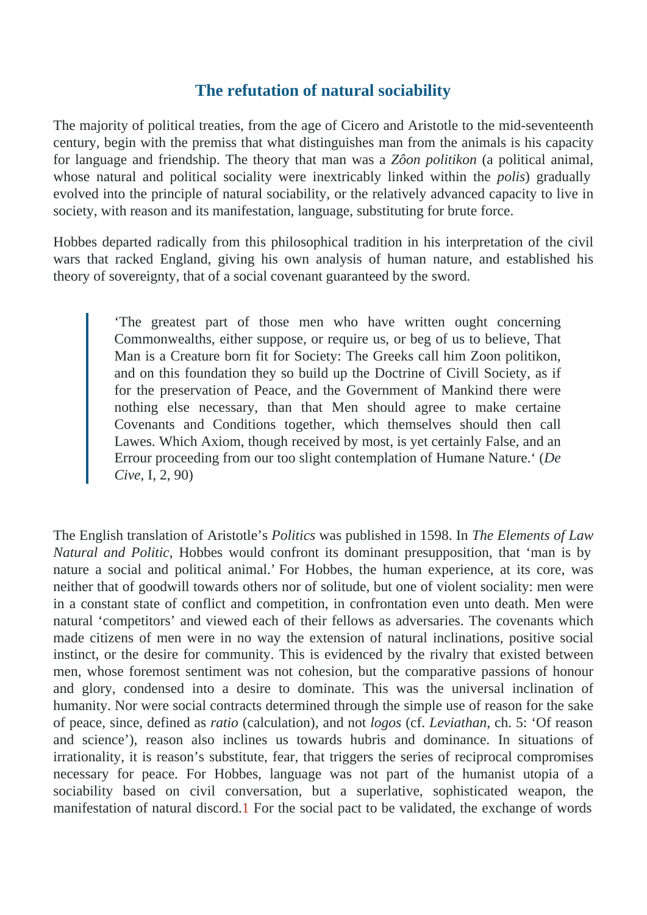## The refutation of natural sociability

The majority of political treaties, from the age of Cicero and Aristotle to the mid-seventeenth century, begin with the premiss that what distinguishes man from the animals is his capacity for language and friendship. The theory that man was a *Zôon politikon* (a political animal, whose natural and political sociality were inextricably linked within the *polis*) gradually evolved into the principle of natural sociability, or the relatively advanced capacity to live in society, with reason and its manifestation, language, substituting for brute force.

Hobbes departed radically from this philosophical tradition in his interpretation of the civil wars that racked England, giving his own analysis of human nature, and established his theory of sovereignty, that of a social covenant guaranteed by the sword.

> 'The greatest part of those men who have written ought concerning Commonwealths, either suppose, or require us, or beg of us to believe, That Man is a Creature born fit for Society: The Greeks call him Zoon politikon, and on this foundation they so build up the Doctrine of Civill Society, as if for the preservation of Peace, and the Government of Mankind there were nothing else necessary, than that Men should agree to make certaine Covenants and Conditions together, which themselves should then call Lawes. Which Axiom, though received by most, is yet certainly False, and an Errour proceeding from our too slight contemplation of Humane Nature.' (*De Cive*, I, 2, 90)

The English translation of Aristotle's *Politics* was published in 1598. In *The Elements of Law Natural and Politic*, Hobbes would confront its dominant presupposition, that 'man is by nature a social and political animal.' For Hobbes, the human experience, at its core, was neither that of goodwill towards others nor of solitude, but one of violent sociality: men were in a constant state of conflict and competition, in confrontation even unto death. Men were natural 'competitors' and viewed each of their fellows as adversaries. The covenants which made citizens of men were in no way the extension of natural inclinations, positive social instinct, or the desire for community. This is evidenced by the rivalry that existed between men, whose foremost sentiment was not cohesion, but the comparative passions of honour and glory, condensed into a desire to dominate. This was the universal inclination of humanity. Nor were social contracts determined through the simple use of reason for the sake of peace, since, defined as *ratio* (calculation), and not *logos* (cf. *Leviathan*, ch. 5: 'Of reason and science'), reason also inclines us towards hubris and dominance. In situations of irrationality, it is reason's substitute, fear, that triggers the series of reciprocal compromises necessary for peace. For Hobbes, language was not part of the humanist utopia of a sociability based on civil conversation, but a superlative, sophisticated weapon, the manifestation of natural discord.[1] For the social pact to be validated, the exchange of words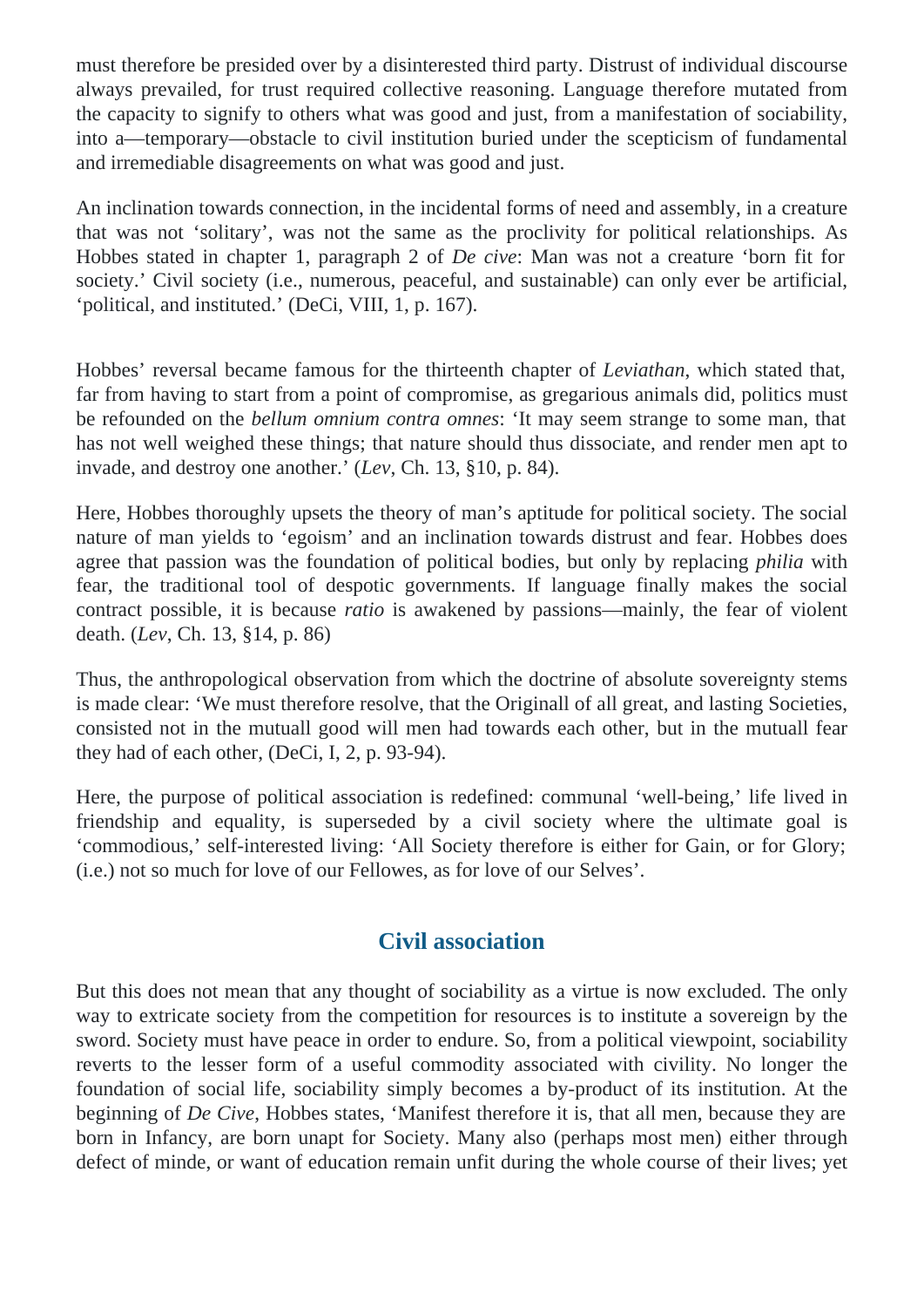must therefore be presided over by a disinterested third party. Distrust of individual discourse always prevailed, for trust required collective reasoning. Language therefore mutated from the capacity to signify to others what was good and just, from a manifestation of sociability, into a—temporary—obstacle to civil institution buried under the scepticism of fundamental and irremediable disagreements on what was good and just.

An inclination towards connection, in the incidental forms of need and assembly, in a creature that was not 'solitary', was not the same as the proclivity for political relationships. As Hobbes stated in chapter 1, paragraph 2 of *De cive*: Man was not a creature 'born fit for society.' Civil society (i.e., numerous, peaceful, and sustainable) can only ever be artificial, 'political, and instituted.' (DeCi, VIII, 1, p. 167).

Hobbes' reversal became famous for the thirteenth chapter of *Leviathan*, which stated that, far from having to start from a point of compromise, as gregarious animals did, politics must be refounded on the *bellum omnium contra omnes*: 'It may seem strange to some man, that has not well weighed these things; that nature should thus dissociate, and render men apt to invade, and destroy one another.' (*Lev*, Ch. 13, §10, p. 84).

Here, Hobbes thoroughly upsets the theory of man's aptitude for political society. The social nature of man yields to 'egoism' and an inclination towards distrust and fear. Hobbes does agree that passion was the foundation of political bodies, but only by replacing *philia* with fear, the traditional tool of despotic governments. If language finally makes the social contract possible, it is because *ratio* is awakened by passions—mainly, the fear of violent death. (*Lev*, Ch. 13, §14, p. 86)

Thus, the anthropological observation from which the doctrine of absolute sovereignty stems is made clear: 'We must therefore resolve, that the Originall of all great, and lasting Societies, consisted not in the mutuall good will men had towards each other, but in the mutuall fear they had of each other, (DeCi, I, 2, p. 93-94).

Here, the purpose of political association is redefined: communal 'well-being,' life lived in friendship and equality, is superseded by a civil society where the ultimate goal is 'commodious,' self-interested living: 'All Society therefore is either for Gain, or for Glory; (i.e.) not so much for love of our Fellowes, as for love of our Selves'.

## Civil association

But this does not mean that any thought of sociability as a virtue is now excluded. The only way to extricate society from the competition for resources is to institute a sovereign by the sword. Society must have peace in order to endure. So, from a political viewpoint, sociability reverts to the lesser form of a useful commodity associated with civility. No longer the foundation of social life, sociability simply becomes a by-product of its institution. At the beginning of *De Cive*, Hobbes states, 'Manifest therefore it is, that all men, because they are born in Infancy, are born unapt for Society. Many also (perhaps most men) either through defect of minde, or want of education remain unfit during the whole course of their lives; yet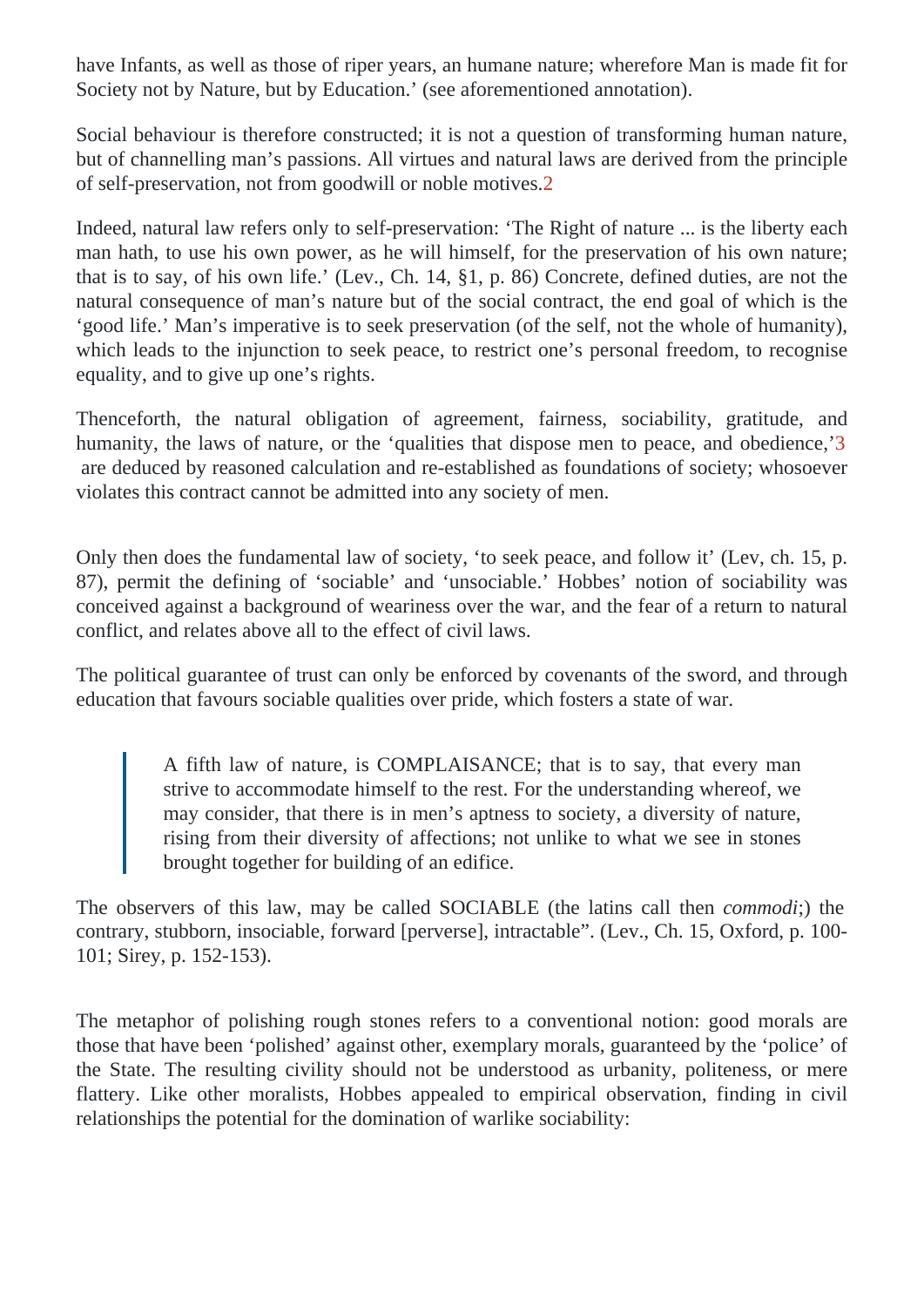have Infants, as well as those of riper years, an humane nature; wherefore Man is made fit for Society not by Nature, but by Education.' (see aforementioned annotation).

Social behaviour is therefore constructed; it is not a question of transforming human nature, but of channelling man's passions. All virtues and natural laws are derived from the principle of self-preservation, not from goodwill or noble motives.[2]

Indeed, natural law refers only to self-preservation: 'The Right of nature ... is the liberty each man hath, to use his own power, as he will himself, for the preservation of his own nature; that is to say, of his own life.' (Lev., Ch. 14, §1, p. 86) Concrete, defined duties, are not the natural consequence of man's nature but of the social contract, the end goal of which is the 'good life.' Man's imperative is to seek preservation (of the self, not the whole of humanity), which leads to the injunction to seek peace, to restrict one's personal freedom, to recognise equality, and to give up one's rights.

Thenceforth, the natural obligation of agreement, fairness, sociability, gratitude, and humanity, the laws of nature, or the 'qualities that dispose men to peace, and obedience,'[3] are deduced by reasoned calculation and re-established as foundations of society; whosoever violates this contract cannot be admitted into any society of men.

Only then does the fundamental law of society, 'to seek peace, and follow it' (Lev, ch. 15, p. 87), permit the defining of 'sociable' and 'unsociable.' Hobbes' notion of sociability was conceived against a background of weariness over the war, and the fear of a return to natural conflict, and relates above all to the effect of civil laws.

The political guarantee of trust can only be enforced by covenants of the sword, and through education that favours sociable qualities over pride, which fosters a state of war.

> A fifth law of nature, is COMPLAISANCE; that is to say, that every man strive to accommodate himself to the rest. For the understanding whereof, we may consider, that there is in men's aptness to society, a diversity of nature, rising from their diversity of affections; not unlike to what we see in stones brought together for building of an edifice.

The observers of this law, may be called SOCIABLE (the latins call then *commodi*;) the contrary, stubborn, insociable, forward [perverse], intractable". (Lev., Ch. 15, Oxford, p. 100-101; Sirey, p. 152-153).

The metaphor of polishing rough stones refers to a conventional notion: good morals are those that have been 'polished' against other, exemplary morals, guaranteed by the 'police' of the State. The resulting civility should not be understood as urbanity, politeness, or mere flattery. Like other moralists, Hobbes appealed to empirical observation, finding in civil relationships the potential for the domination of warlike sociability: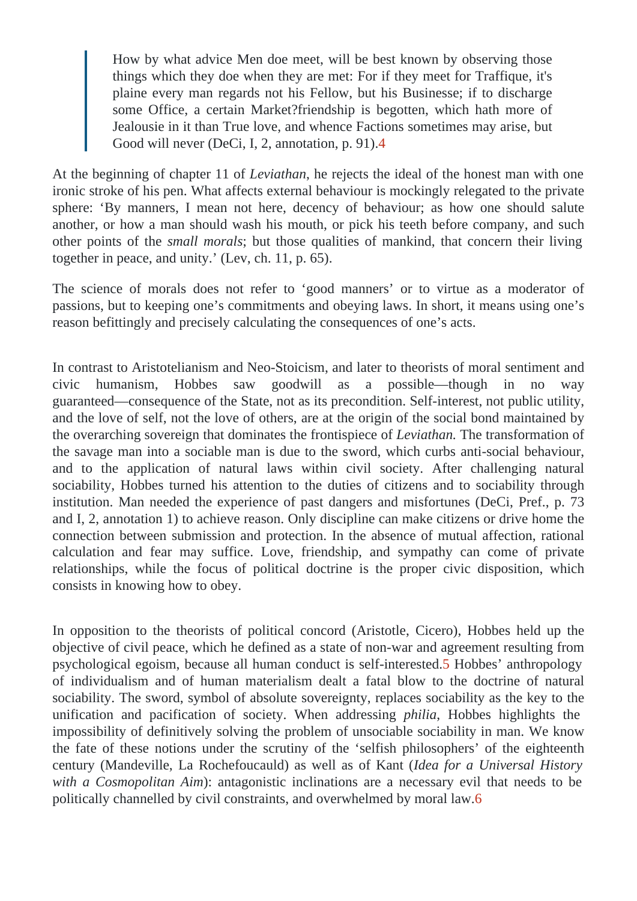> How by what advice Men doe meet, will be best known by observing those things which they doe when they are met: For if they meet for Traffique, it's plaine every man regards not his Fellow, but his Businesse; if to discharge some Office, a certain Market?friendship is begotten, which hath more of Jealousie in it than True love, and whence Factions sometimes may arise, but Good will never (DeCi, I, 2, annotation, p. 91).4

At the beginning of chapter 11 of *Leviathan*, he rejects the ideal of the honest man with one ironic stroke of his pen. What affects external behaviour is mockingly relegated to the private sphere: 'By manners, I mean not here, decency of behaviour; as how one should salute another, or how a man should wash his mouth, or pick his teeth before company, and such other points of the *small morals*; but those qualities of mankind, that concern their living together in peace, and unity.' (Lev, ch. 11, p. 65).

The science of morals does not refer to 'good manners' or to virtue as a moderator of passions, but to keeping one's commitments and obeying laws. In short, it means using one's reason befittingly and precisely calculating the consequences of one's acts.

In contrast to Aristotelianism and Neo-Stoicism, and later to theorists of moral sentiment and civic humanism, Hobbes saw goodwill as a possible—though in no way guaranteed—consequence of the State, not as its precondition. Self-interest, not public utility, and the love of self, not the love of others, are at the origin of the social bond maintained by the overarching sovereign that dominates the frontispiece of *Leviathan.* The transformation of the savage man into a sociable man is due to the sword, which curbs anti-social behaviour, and to the application of natural laws within civil society. After challenging natural sociability, Hobbes turned his attention to the duties of citizens and to sociability through institution. Man needed the experience of past dangers and misfortunes (DeCi, Pref., p. 73 and I, 2, annotation 1) to achieve reason. Only discipline can make citizens or drive home the connection between submission and protection. In the absence of mutual affection, rational calculation and fear may suffice. Love, friendship, and sympathy can come of private relationships, while the focus of political doctrine is the proper civic disposition, which consists in knowing how to obey.

In opposition to the theorists of political concord (Aristotle, Cicero), Hobbes held up the objective of civil peace, which he defined as a state of non-war and agreement resulting from psychological egoism, because all human conduct is self-interested.5 Hobbes' anthropology of individualism and of human materialism dealt a fatal blow to the doctrine of natural sociability. The sword, symbol of absolute sovereignty, replaces sociability as the key to the unification and pacification of society. When addressing *philia*, Hobbes highlights the impossibility of definitively solving the problem of unsociable sociability in man. We know the fate of these notions under the scrutiny of the 'selfish philosophers' of the eighteenth century (Mandeville, La Rochefoucauld) as well as of Kant (*Idea for a Universal History with a Cosmopolitan Aim*): antagonistic inclinations are a necessary evil that needs to be politically channelled by civil constraints, and overwhelmed by moral law.6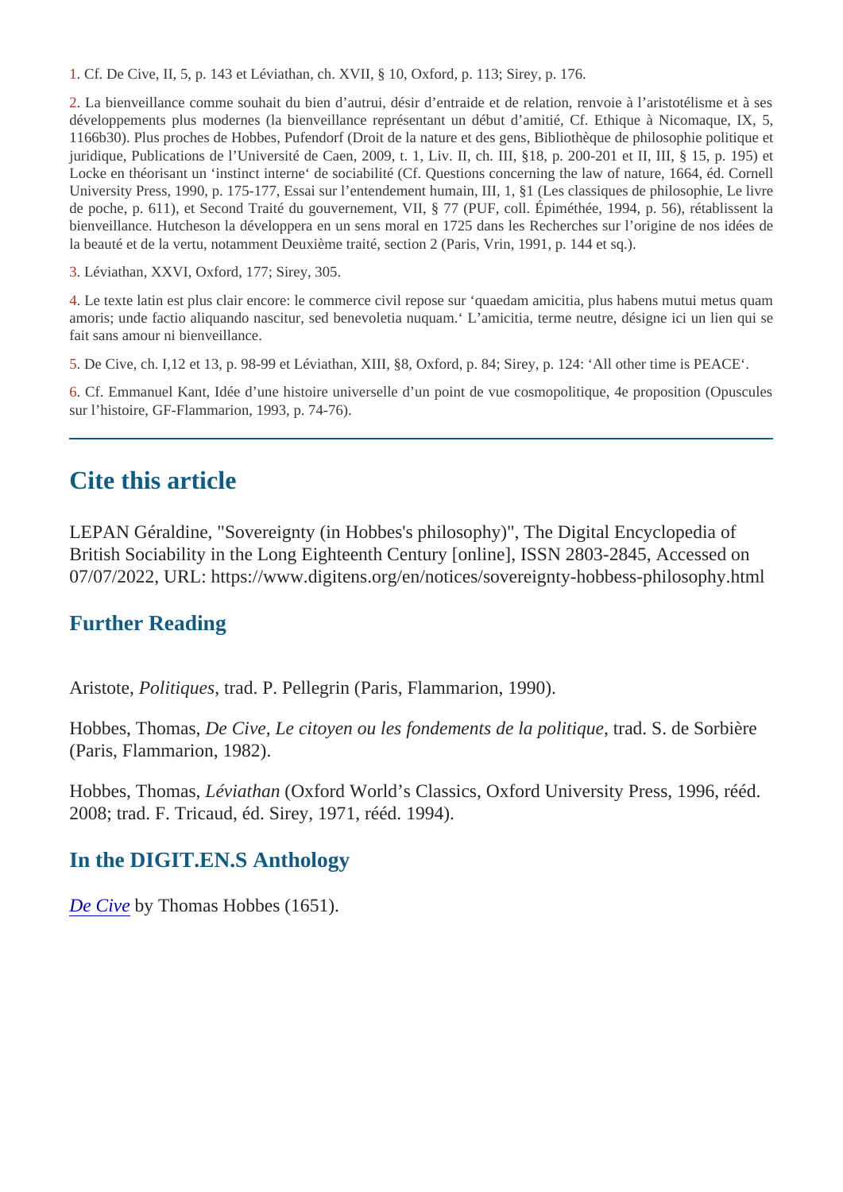1. Cf. De Cive, II, 5, p. 143 et Léviathan, ch. XVII, § 10, Oxford, p. 113; Sirey, p. 176.

2. La bienveillance comme souhait du bien d'autrui, désir d'entraide et de relation, renvoie à l'aristotélisme et à ses développements plus modernes (la bienveillance représentant un début d'amitié, Cf. Ethique à Nicomaque, IX, 5, 1166b30). Plus proches de Hobbes, Pufendorf (Droit de la nature et des gens, Bibliothèque de philosophie politique et juridique, Publications de l'Université de Caen, 2009, t. 1, Liv. II, ch. III, §18, p. 200-201 et II, III, § 15, p. 195) et Locke en théorisant un 'instinct interne' de sociabilité (Cf. Questions concerning the law of nature, 1664, éd. Cornell University Press, 1990, p. 175-177, Essai sur l'entendement humain, III, 1, §1 (Les classiques de philosophie, Le livre de poche, p. 611), et Second Traité du gouvernement, VII, § 77 (PUF, coll. Épiméthée, 1994, p. 56), rétablissent la bienveillance. Hutcheson la développera en un sens moral en 1725 dans les Recherches sur l'origine de nos idées de la beauté et de la vertu, notamment Deuxième traité, section 2 (Paris, Vrin, 1991, p. 144 et sq.).

3. Léviathan, XXVI, Oxford, 177; Sirey, 305.

4. Le texte latin est plus clair encore: le commerce civil repose sur 'quaedam amicitia, plus habens mutui metus quam amoris; unde factio aliquando nascitur, sed benevoletia nuquam.' L'amicitia, terme neutre, désigne ici un lien qui se fait sans amour ni bienveillance.

5. De Cive, ch. I,12 et 13, p. 98-99 et Léviathan, XIII, §8, Oxford, p. 84; Sirey, p. 124: 'All other time is PEACE'.

6. Cf. Emmanuel Kant, Idée d'une histoire universelle d'un point de vue cosmopolitique, 4e proposition (Opuscules sur l'histoire, GF-Flammarion, 1993, p. 74-76).

---

## Cite this article

LEPAN Géraldine, "Sovereignty (in Hobbes's philosophy)", The Digital Encyclopedia of British Sociability in the Long Eighteenth Century [online], ISSN 2803-2845, Accessed on 07/07/2022, URL: https://www.digitens.org/en/notices/sovereignty-hobbess-philosophy.html

### Further Reading

Aristote, *Politiques*, trad. P. Pellegrin (Paris, Flammarion, 1990).

Hobbes, Thomas, *De Cive, Le citoyen ou les fondements de la politique*, trad. S. de Sorbière (Paris, Flammarion, 1982).

Hobbes, Thomas, *Léviathan* (Oxford World's Classics, Oxford University Press, 1996, rééd. 2008; trad. F. Tricaud, éd. Sirey, 1971, rééd. 1994).

### In the DIGIT.EN.S Anthology

*De Cive* by Thomas Hobbes (1651).